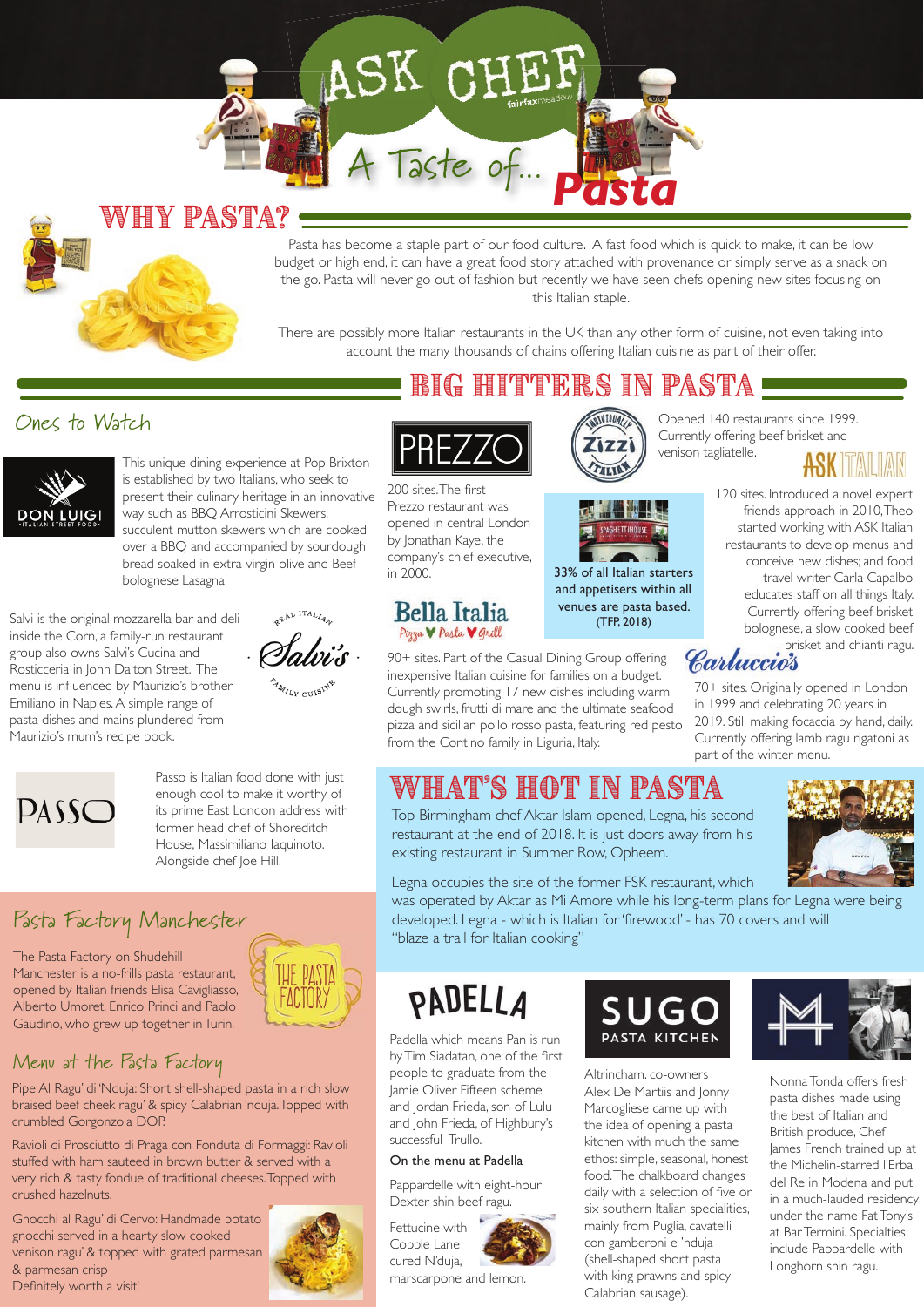# ASK CHEF

## A Taste of... Pasta

## WHY PASTA?

Pasta has become a staple part of our food culture. A fast food which is quick to make, it can be low budget or high end, it can have a great food story attached with provenance or simply serve as a snack on the go. Pasta will never go out of fashion but recently we have seen chefs opening new sites focusing on this Italian staple.

There are possibly more Italian restaurants in the UK than any other form of cuisine, not even taking into account the many thousands of chains offering Italian cuisine as part of their offer.

## BIG HITTERS IN PASTA

### Ones to Watch

**DON LUIGI** – Italian Street Food

This unique dining experience at Pop Brixton is established by two Italians, who seek to present their culinary heritage in an innovative way such as BBQ Arrosticini Skewers, succulent mutton skewers which are cooked over a BBQ and accompanied by sourdough bread soaked in extra-virgin olive and Beef bolognese Lasagna

**Salvi's** – Real Italian Family Cuisine

Salvi is the original mozzarella bar and deli inside the Corn, a family-run restaurant group also owns Salvi's Cucina and Rosticceria in John Dalton Street. The menu is influenced by Maurizio's brother Emiliano in Naples. A simple range of pasta dishes and mains plundered from Maurizio's mum's recipe book.

**PASSO**

Passo is Italian food done with just enough cool to make it worthy of its prime East London address with former head chef of Shoreditch House, Massimiliano Iaquinoto. Alongside chef Joe Hill.

**PREZZO**

200 sites. The first Prezzo restaurant was opened in central London by Jonathan Kaye, the company's chief executive, in 2000.

**Zizzi**

Opened 140 restaurants since 1999. Currently offering beef brisket and venison tagliatelle.

33% of all Italian starters and appetisers within all venues are pasta based. (TFP, 2018)

**ASK ITALIAN**

120 sites. Introduced a novel expert friends approach in 2010, Theo started working with ASK Italian restaurants to develop menus and conceive new dishes; and food travel writer Carla Capalbo educates staff on all things Italy. Currently offering beef brisket bolognese, a slow cooked beef brisket and chianti ragu.

**Bella Italia** – Pizza Pasta Grill

90+ sites. Part of the Casual Dining Group offering inexpensive Italian cuisine for families on a budget. Currently promoting 17 new dishes including warm dough swirls, frutti di mare and the ultimate seafood pizza and sicilian pollo rosso pasta, featuring red pesto from the Contino family in Liguria, Italy.

**Carluccio's**

70+ sites. Originally opened in London in 1999 and celebrating 20 years in 2019. Still making focaccia by hand, daily. Currently offering lamb ragu rigatoni as part of the winter menu.

### Pasta Factory Manchester

The Pasta Factory on Shudehill Manchester is a no-frills pasta restaurant, opened by Italian friends Elisa Cavigliasso, Alberto Umoret, Enrico Princi and Paolo Gaudino, who grew up together in Turin.

### Menu at the Pasta Factory

Pipe Al Ragu' di 'Nduja: Short shell-shaped pasta in a rich slow braised beef cheek ragu' & spicy Calabrian 'nduja. Topped with crumbled Gorgonzola DOP.

Ravioli di Prosciutto di Praga con Fonduta di Formaggi: Ravioli stuffed with ham sauteed in brown butter & served with a very rich & tasty fondue of traditional cheeses. Topped with crushed hazelnuts.

Gnocchi al Ragu' di Cervo: Handmade potato gnocchi served in a hearty slow cooked venison ragu' & topped with grated parmesan & parmesan crisp

Definitely worth a visit!

## WHAT'S HOT IN PASTA

Top Birmingham chef Aktar Islam opened, Legna, his second restaurant at the end of 2018. It is just doors away from his existing restaurant in Summer Row, Opheem.

Legna occupies the site of the former FSK restaurant, which was operated by Aktar as Mi Amore while his long-term plans for Legna were being developed. Legna - which is Italian for 'firewood' - has 70 covers and will "blaze a trail for Italian cooking"

**PADELLA**

Padella which means Pan is run by Tim Siadatan, one of the first people to graduate from the Jamie Oliver Fifteen scheme and Jordan Frieda, son of Lulu and John Frieda, of Highbury's successful Trullo.

On the menu at Padella

Pappardelle with eight-hour Dexter shin beef ragu.

Fettucine with Cobble Lane cured N'duja, marscarpone and lemon.

**SUGO PASTA KITCHEN**

Altrincham. co-owners Alex De Martiis and Jonny Marcogliese came up with the idea of opening a pasta kitchen with much the same ethos: simple, seasonal, honest food. The chalkboard changes daily with a selection of five or six southern Italian specialities, mainly from Puglia, cavatelli con gamberoni e 'nduja (shell-shaped short pasta with king prawns and spicy Calabrian sausage).

Nonna Tonda offers fresh pasta dishes made using the best of Italian and British produce, Chef James French trained up at the Michelin-starred l'Erba del Re in Modena and put in a much-lauded residency under the name Fat Tony's at Bar Termini. Specialties include Pappardelle with Longhorn shin ragu.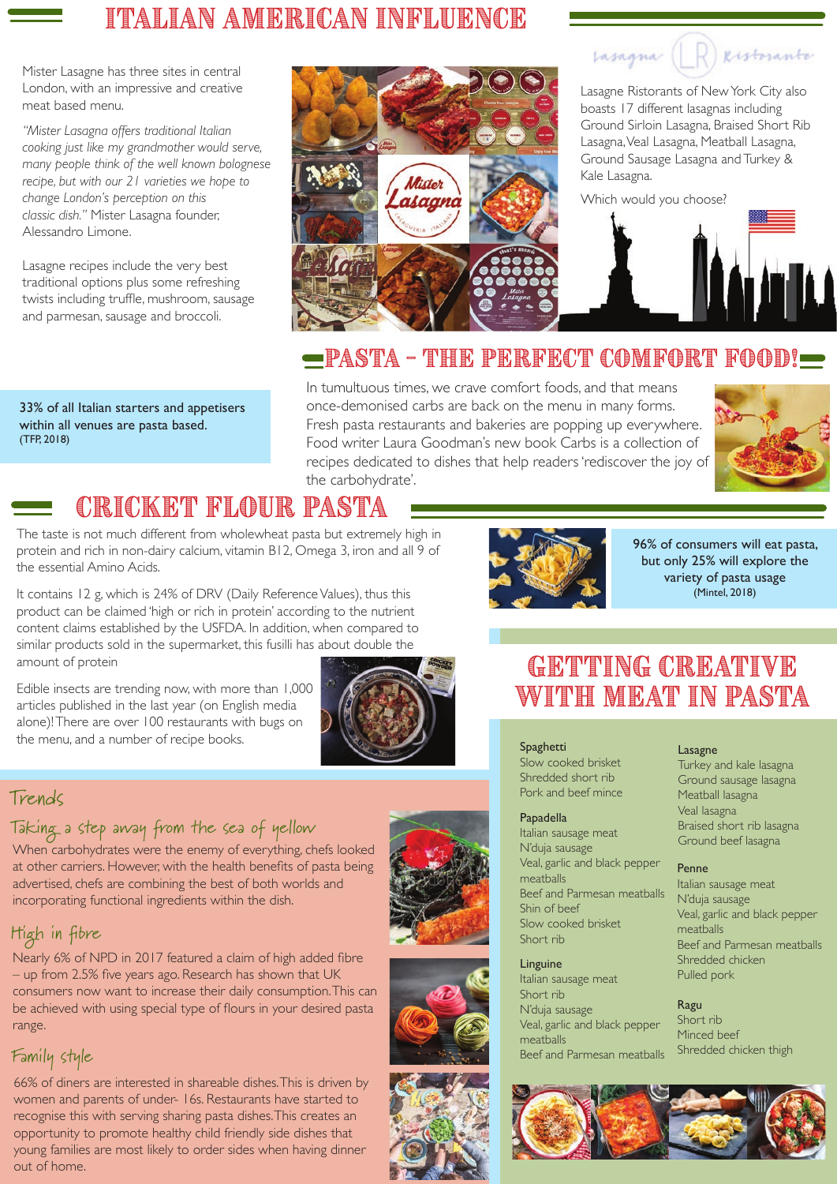# ITALIAN AMERICAN INFLUENCE

Mister Lasagne has three sites in central London, with an impressive and creative meat based menu.

*"Mister Lasagna offers traditional Italian cooking just like my grandmother would serve, many people think of the well known bolognese recipe, but with our 21 varieties we hope to change London's perception on this classic dish."* Mister Lasagna founder, Alessandro Limone.

Lasagne recipes include the very best traditional options plus some refreshing twists including truffle, mushroom, sausage and parmesan, sausage and broccoli.

Lasagne Ristorants of New York City also boasts 17 different lasagnas including Ground Sirloin Lasagna, Braised Short Rib Lasagna, Veal Lasagna, Meatball Lasagna, Ground Sausage Lasagna and Turkey & Kale Lasagna.

Which would you choose?

**33% of all Italian starters and appetisers within all venues are pasta based.**
(TFP, 2018)

# PASTA - THE PERFECT COMFORT FOOD!

In tumultuous times, we crave comfort foods, and that means once-demonised carbs are back on the menu in many forms. Fresh pasta restaurants and bakeries are popping up everywhere. Food writer Laura Goodman's new book Carbs is a collection of recipes dedicated to dishes that help readers 'rediscover the joy of the carbohydrate'.

# CRICKET FLOUR PASTA

The taste is not much different from wholewheat pasta but extremely high in protein and rich in non-dairy calcium, vitamin B12, Omega 3, iron and all 9 of the essential Amino Acids.

It contains 12 g, which is 24% of DRV (Daily Reference Values), thus this product can be claimed 'high or rich in protein' according to the nutrient content claims established by the USFDA. In addition, when compared to similar products sold in the supermarket, this fusilli has about double the amount of protein

Edible insects are trending now, with more than 1,000 articles published in the last year (on English media alone)! There are over 100 restaurants with bugs on the menu, and a number of recipe books.

96% of consumers will eat pasta, but only 25% will explore the variety of pasta usage
(Mintel, 2018)

# GETTING CREATIVE WITH MEAT IN PASTA

**Spaghetti**
- Slow cooked brisket
- Shredded short rib
- Pork and beef mince

**Papadella**
- Italian sausage meat
- N'duja sausage
- Veal, garlic and black pepper meatballs
- Beef and Parmesan meatballs
- Shin of beef
- Slow cooked brisket
- Short rib

**Linguine**
- Italian sausage meat
- Short rib
- N'duja sausage
- Veal, garlic and black pepper meatballs
- Beef and Parmesan meatballs

**Lasagne**
- Turkey and kale lasagna
- Ground sausage lasagna
- Meatball lasagna
- Veal lasagna
- Braised short rib lasagna
- Ground beef lasagna

**Penne**
- Italian sausage meat
- N'duja sausage
- Veal, garlic and black pepper meatballs
- Beef and Parmesan meatballs
- Shredded chicken
- Pulled pork

**Ragu**
- Short rib
- Minced beef
- Shredded chicken thigh

## Trends

### Taking a step away from the sea of yellow

When carbohydrates were the enemy of everything, chefs looked at other carriers. However, with the health benefits of pasta being advertised, chefs are combining the best of both worlds and incorporating functional ingredients within the dish.

### High in fibre

Nearly 6% of NPD in 2017 featured a claim of high added fibre – up from 2.5% five years ago. Research has shown that UK consumers now want to increase their daily consumption. This can be achieved with using special type of flours in your desired pasta range.

### Family style

66% of diners are interested in shareable dishes. This is driven by women and parents of under- 16s. Restaurants have started to recognise this with serving sharing pasta dishes. This creates an opportunity to promote healthy child friendly side dishes that young families are most likely to order sides when having dinner out of home.